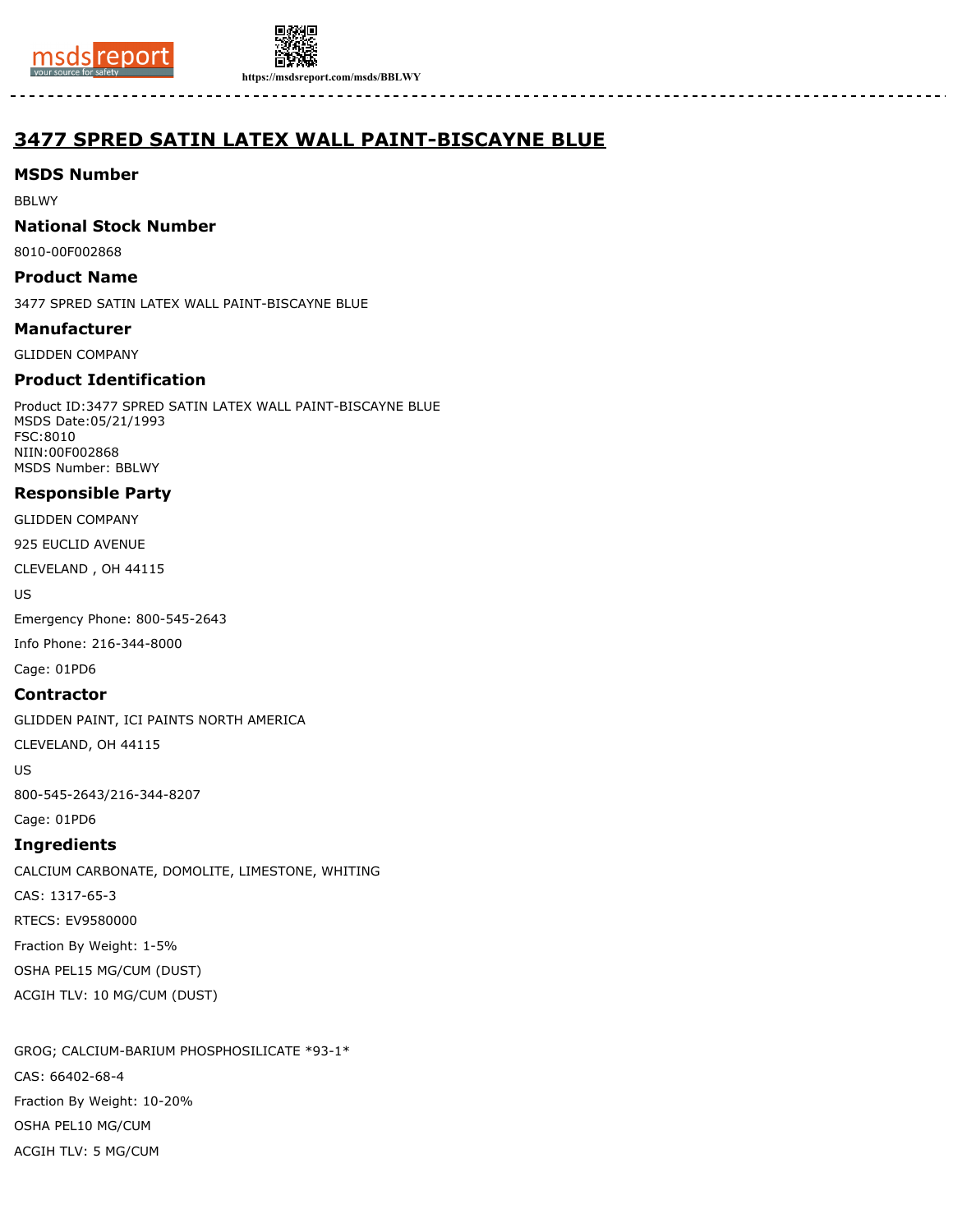# 3477 SPRED SATIN LATEX WALL PAINT-BISCAYNE BLUE

## MSDS Number

BBLWY

## National Stock Number

8010-00F002868

## Product Name

3477 SPRED SATIN LATEX WALL PAINT-BISCAYNE BLUE

## Manufacturer

GLIDDEN COMPANY

## Product Identification

Product ID:3477 SPRED SATIN LATEX WALL PAINT-BISCAYNE BLUE
MSDS Date:05/21/1993
FSC:8010
NIIN:00F002868
MSDS Number: BBLWY

## Responsible Party

GLIDDEN COMPANY

925 EUCLID AVENUE

CLEVELAND , OH 44115

US

Emergency Phone: 800-545-2643

Info Phone: 216-344-8000

Cage: 01PD6

## Contractor

GLIDDEN PAINT, ICI PAINTS NORTH AMERICA

CLEVELAND, OH 44115

US

800-545-2643/216-344-8207

Cage: 01PD6

## Ingredients

CALCIUM CARBONATE, DOMOLITE, LIMESTONE, WHITING

CAS: 1317-65-3

RTECS: EV9580000

Fraction By Weight: 1-5%

OSHA PEL15 MG/CUM (DUST)

ACGIH TLV: 10 MG/CUM (DUST)

GROG; CALCIUM-BARIUM PHOSPHOSILICATE *93-1*

CAS: 66402-68-4

Fraction By Weight: 10-20%

OSHA PEL10 MG/CUM

ACGIH TLV: 5 MG/CUM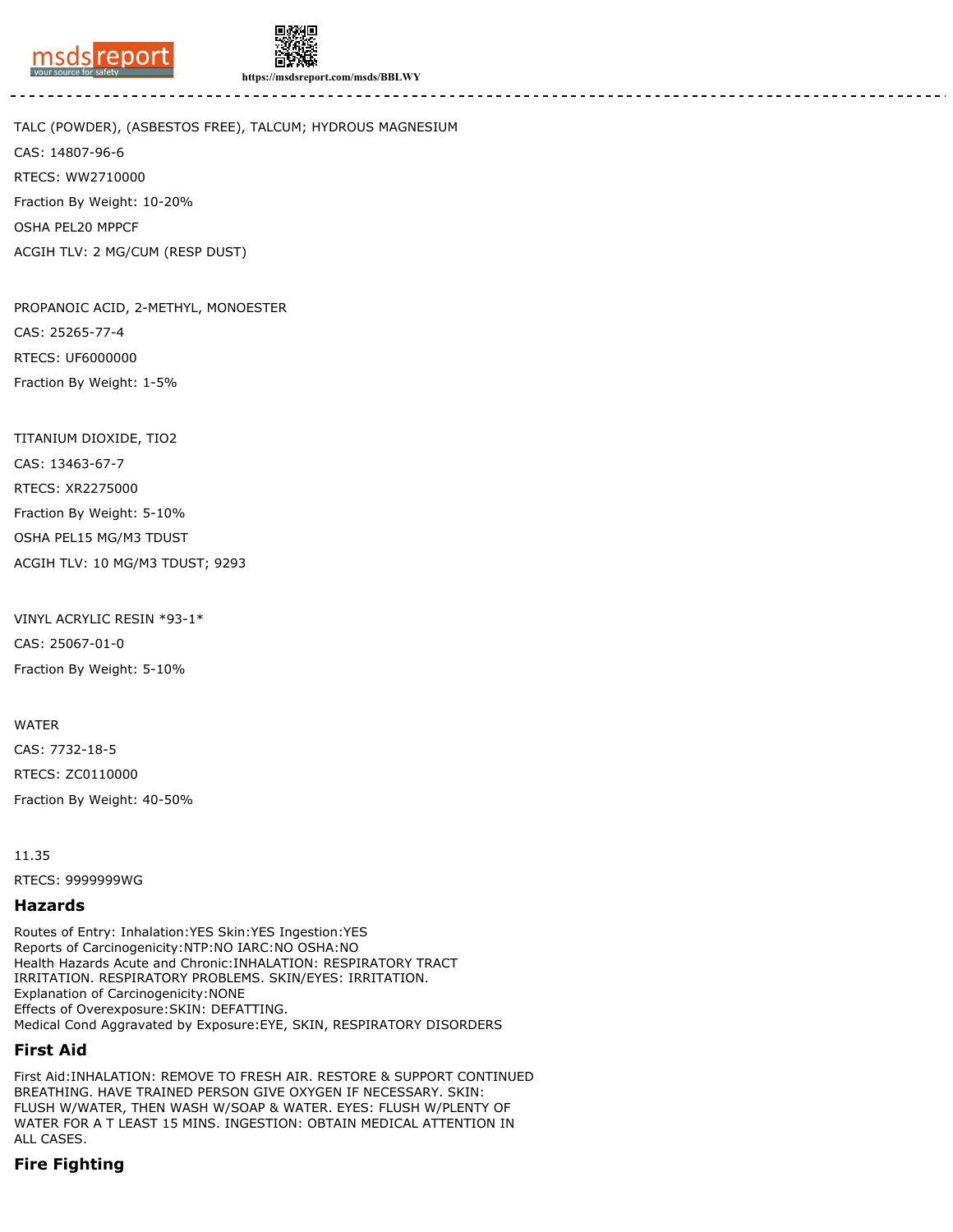TALC (POWDER), (ASBESTOS FREE), TALCUM; HYDROUS MAGNESIUM

CAS: 14807-96-6

RTECS: WW2710000

Fraction By Weight: 10-20%

OSHA PEL20 MPPCF

ACGIH TLV: 2 MG/CUM (RESP DUST)

PROPANOIC ACID, 2-METHYL, MONOESTER

CAS: 25265-77-4

RTECS: UF6000000

Fraction By Weight: 1-5%

TITANIUM DIOXIDE, TIO2

CAS: 13463-67-7

RTECS: XR2275000

Fraction By Weight: 5-10%

OSHA PEL15 MG/M3 TDUST

ACGIH TLV: 10 MG/M3 TDUST; 9293

VINYL ACRYLIC RESIN *93-1*

CAS: 25067-01-0

Fraction By Weight: 5-10%

WATER

CAS: 7732-18-5

RTECS: ZC0110000

Fraction By Weight: 40-50%

11.35

RTECS: 9999999WG

## Hazards

Routes of Entry: Inhalation:YES Skin:YES Ingestion:YES
Reports of Carcinogenicity:NTP:NO IARC:NO OSHA:NO
Health Hazards Acute and Chronic:INHALATION: RESPIRATORY TRACT IRRITATION. RESPIRATORY PROBLEMS. SKIN/EYES: IRRITATION.
Explanation of Carcinogenicity:NONE
Effects of Overexposure:SKIN: DEFATTING.
Medical Cond Aggravated by Exposure:EYE, SKIN, RESPIRATORY DISORDERS

## First Aid

First Aid:INHALATION: REMOVE TO FRESH AIR. RESTORE & SUPPORT CONTINUED BREATHING. HAVE TRAINED PERSON GIVE OXYGEN IF NECESSARY. SKIN: FLUSH W/WATER, THEN WASH W/SOAP & WATER. EYES: FLUSH W/PLENTY OF WATER FOR A T LEAST 15 MINS. INGESTION: OBTAIN MEDICAL ATTENTION IN ALL CASES.

## Fire Fighting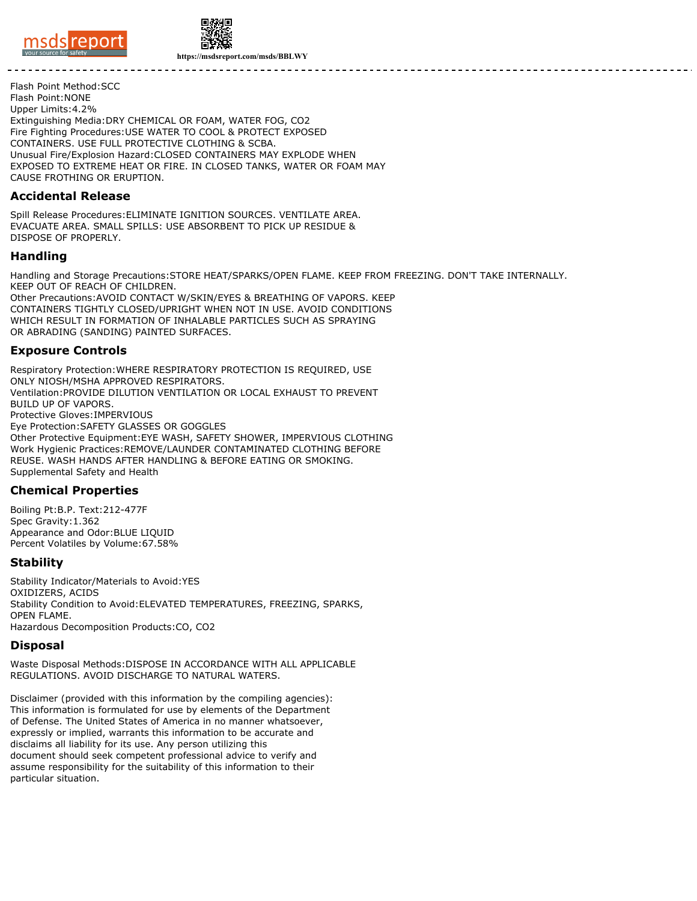Flash Point Method:SCC
Flash Point:NONE
Upper Limits:4.2%
Extinguishing Media:DRY CHEMICAL OR FOAM, WATER FOG, $CO_2$
Fire Fighting Procedures:USE WATER TO COOL & PROTECT EXPOSED CONTAINERS. USE FULL PROTECTIVE CLOTHING & SCBA.
Unusual Fire/Explosion Hazard:CLOSED CONTAINERS MAY EXPLODE WHEN EXPOSED TO EXTREME HEAT OR FIRE. IN CLOSED TANKS, WATER OR FOAM MAY CAUSE FROTHING OR ERUPTION.

## Accidental Release

Spill Release Procedures:ELIMINATE IGNITION SOURCES. VENTILATE AREA. EVACUATE AREA. SMALL SPILLS: USE ABSORBENT TO PICK UP RESIDUE & DISPOSE OF PROPERLY.

## Handling

Handling and Storage Precautions:STORE HEAT/SPARKS/OPEN FLAME. KEEP FROM FREEZING. DON'T TAKE INTERNALLY. KEEP OUT OF REACH OF CHILDREN.
Other Precautions:AVOID CONTACT W/SKIN/EYES & BREATHING OF VAPORS. KEEP CONTAINERS TIGHTLY CLOSED/UPRIGHT WHEN NOT IN USE. AVOID CONDITIONS WHICH RESULT IN FORMATION OF INHALABLE PARTICLES SUCH AS SPRAYING OR ABRADING (SANDING) PAINTED SURFACES.

## Exposure Controls

Respiratory Protection:WHERE RESPIRATORY PROTECTION IS REQUIRED, USE ONLY NIOSH/MSHA APPROVED RESPIRATORS.
Ventilation:PROVIDE DILUTION VENTILATION OR LOCAL EXHAUST TO PREVENT BUILD UP OF VAPORS.
Protective Gloves:IMPERVIOUS
Eye Protection:SAFETY GLASSES OR GOGGLES
Other Protective Equipment:EYE WASH, SAFETY SHOWER, IMPERVIOUS CLOTHING
Work Hygienic Practices:REMOVE/LAUNDER CONTAMINATED CLOTHING BEFORE REUSE. WASH HANDS AFTER HANDLING & BEFORE EATING OR SMOKING.
Supplemental Safety and Health

## Chemical Properties

Boiling Pt:B.P. Text:212-477F
Spec Gravity:1.362
Appearance and Odor:BLUE LIQUID
Percent Volatiles by Volume:67.58%

## Stability

Stability Indicator/Materials to Avoid:YES
OXIDIZERS, ACIDS
Stability Condition to Avoid:ELEVATED TEMPERATURES, FREEZING, SPARKS, OPEN FLAME.
Hazardous Decomposition Products:CO, $CO_2$

## Disposal

Waste Disposal Methods:DISPOSE IN ACCORDANCE WITH ALL APPLICABLE REGULATIONS. AVOID DISCHARGE TO NATURAL WATERS.

Disclaimer (provided with this information by the compiling agencies): This information is formulated for use by elements of the Department of Defense. The United States of America in no manner whatsoever, expressly or implied, warrants this information to be accurate and disclaims all liability for its use. Any person utilizing this document should seek competent professional advice to verify and assume responsibility for the suitability of this information to their particular situation.